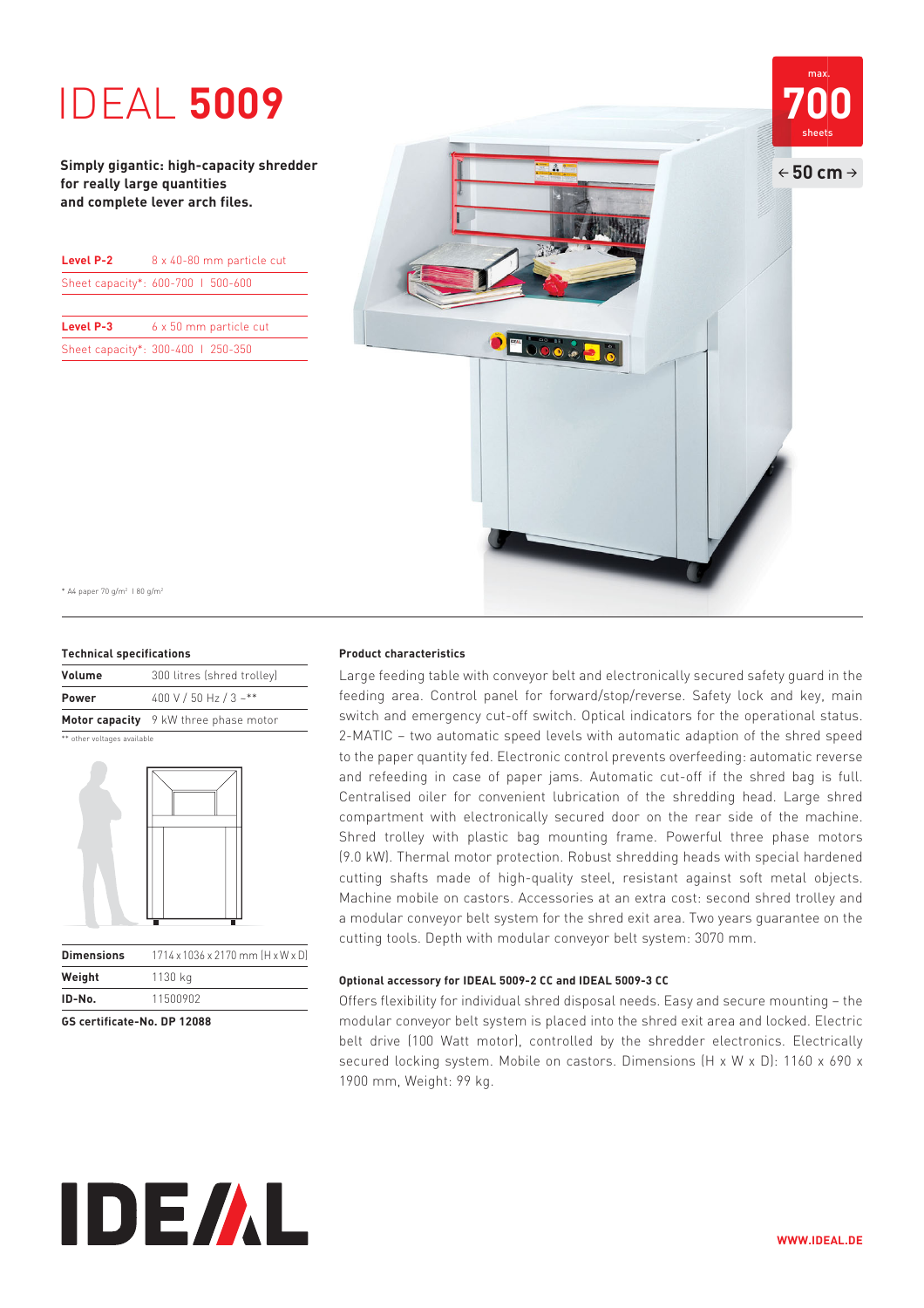# IDEAL **5009**

**Simply gigantic: high-capacity shredder for really large quantities and complete lever arch files.**

max. **700** sheets

← **50 cm** →

| **Level P-2** | 8 x 40-80 mm particle cut |
|---|---|
| Sheet capacity*: | 600-700 I 500-600 |

| **Level P-3** | 6 x 50 mm particle cut |
|---|---|
| Sheet capacity*: | 300-400 I 250-350 |

\* A4 paper 70 g/m² I 80 g/m²

### Technical specifications

| | |
|---|---|
| **Volume** | 300 litres (shred trolley) |
| **Power** | 400 V / 50 Hz / 3 ~** |
| **Motor capacity** | 9 kW three phase motor |

** other voltages available

| | |
|---|---|
| **Dimensions** | 1714 x 1036 x 2170 mm (H x W x D) |
| **Weight** | 1130 kg |
| **ID-No.** | 11500902 |

**GS certificate-No. DP 12088**

### Product characteristics

Large feeding table with conveyor belt and electronically secured safety guard in the feeding area. Control panel for forward/stop/reverse. Safety lock and key, main switch and emergency cut-off switch. Optical indicators for the operational status. 2-MATIC – two automatic speed levels with automatic adaption of the shred speed to the paper quantity fed. Electronic control prevents overfeeding: automatic reverse and refeeding in case of paper jams. Automatic cut-off if the shred bag is full. Centralised oiler for convenient lubrication of the shredding head. Large shred compartment with electronically secured door on the rear side of the machine. Shred trolley with plastic bag mounting frame. Powerful three phase motors (9.0 kW). Thermal motor protection. Robust shredding heads with special hardened cutting shafts made of high-quality steel, resistant against soft metal objects. Machine mobile on castors. Accessories at an extra cost: second shred trolley and a modular conveyor belt system for the shred exit area. Two years guarantee on the cutting tools. Depth with modular conveyor belt system: 3070 mm.

#### Optional accessory for IDEAL 5009-2 CC and IDEAL 5009-3 CC

Offers flexibility for individual shred disposal needs. Easy and secure mounting – the modular conveyor belt system is placed into the shred exit area and locked. Electric belt drive (100 Watt motor), controlled by the shredder electronics. Electrically secured locking system. Mobile on castors. Dimensions (H x W x D): 1160 x 690 x 1900 mm, Weight: 99 kg.

IDEAL

WWW.IDEAL.DE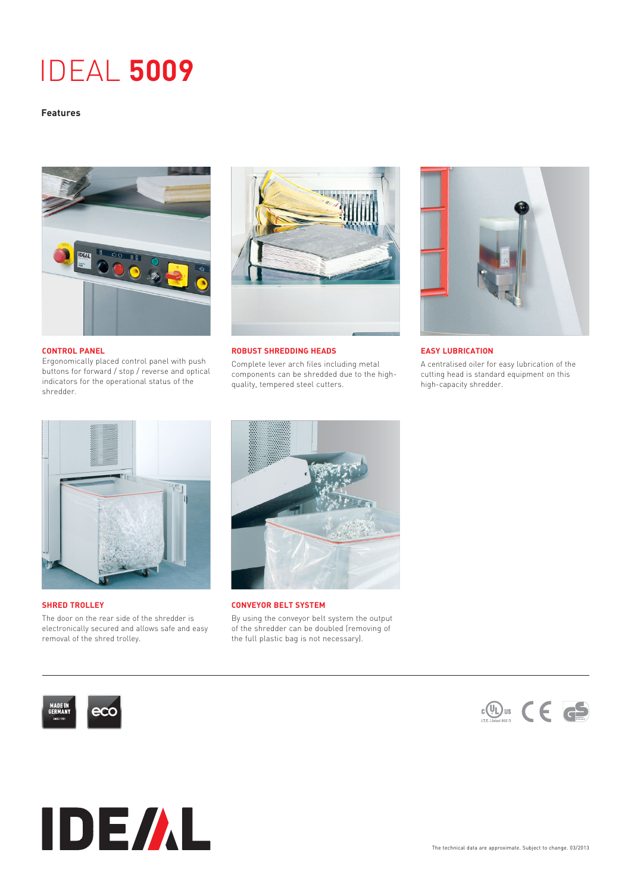# IDEAL **5009**

**Features**

**CONTROL PANEL**

Ergonomically placed control panel with push buttons for forward / stop / reverse and optical indicators for the operational status of the shredder.

**ROBUST SHREDDING HEADS**

Complete lever arch files including metal components can be shredded due to the high-quality, tempered steel cutters.

**EASY LUBRICATION**

A centralised oiler for easy lubrication of the cutting head is standard equipment on this high-capacity shredder.

**SHRED TROLLEY**

The door on the rear side of the shredder is electronically secured and allows safe and easy removal of the shred trolley.

**CONVEYOR BELT SYSTEM**

By using the conveyor belt system the output of the shredder can be doubled (removing of the full plastic bag is not necessary).

The technical data are approximate. Subject to change. 03/2013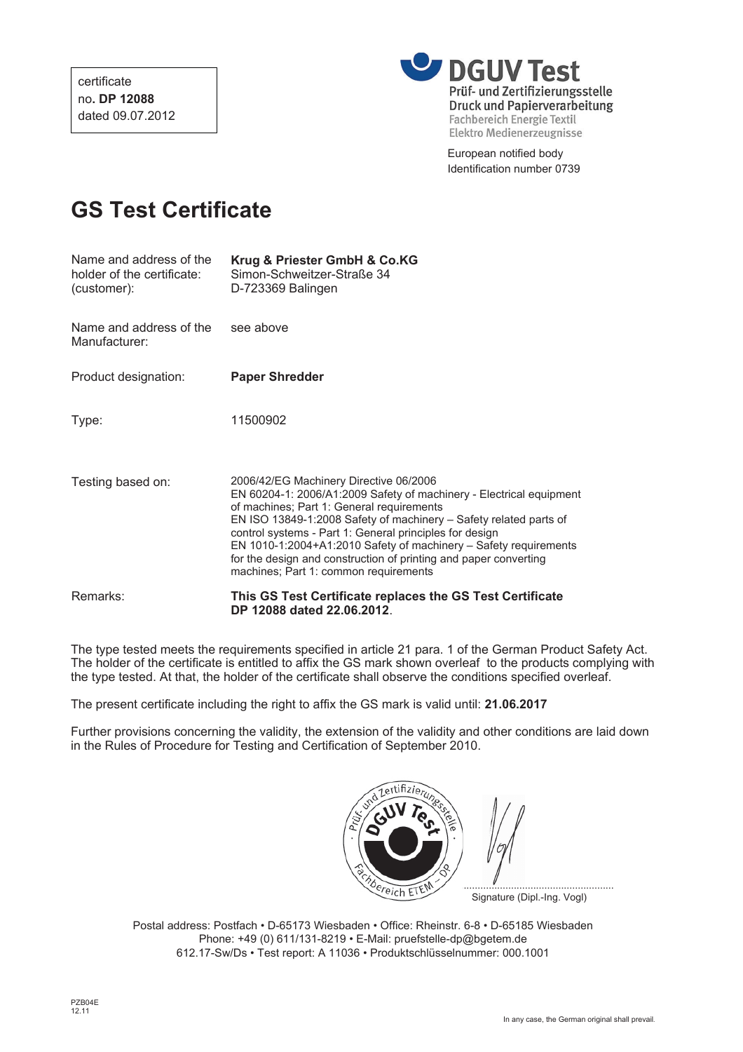certificate
no. **DP 12088**
dated 09.07.2012

**DGUV Test**
Prüf- und Zertifizierungsstelle
Druck und Papierverarbeitung
Fachbereich Energie Textil
Elektro Medienerzeugnisse

European notified body
Identification number 0739

# GS Test Certificate

| | |
|---|---|
| Name and address of the holder of the certificate: (customer): | **Krug & Priester GmbH & Co.KG**<br>Simon-Schweitzer-Straße 34<br>D-723369 Balingen |
| Name and address of the Manufacturer: | see above |
| Product designation: | **Paper Shredder** |
| Type: | 11500902 |
| Testing based on: | 2006/42/EG Machinery Directive 06/2006<br>EN 60204-1: 2006/A1:2009 Safety of machinery - Electrical equipment of machines; Part 1: General requirements<br>EN ISO 13849-1:2008 Safety of machinery – Safety related parts of control systems - Part 1: General principles for design<br>EN 1010-1:2004+A1:2010 Safety of machinery – Safety requirements for the design and construction of printing and paper converting machines; Part 1: common requirements |
| Remarks: | **This GS Test Certificate replaces the GS Test Certificate DP 12088 dated 22.06.2012**. |

The type tested meets the requirements specified in article 21 para. 1 of the German Product Safety Act. The holder of the certificate is entitled to affix the GS mark shown overleaf to the products complying with the type tested. At that, the holder of the certificate shall observe the conditions specified overleaf.

The present certificate including the right to affix the GS mark is valid until: **21.06.2017**

Further provisions concerning the validity, the extension of the validity and other conditions are laid down in the Rules of Procedure for Testing and Certification of September 2010.

Prüf- und Zertifizierungsstelle DGUV Test Fachbereich ETEM – DP

Signature (Dipl.-Ing. Vogl)

Postal address: Postfach • D-65173 Wiesbaden • Office: Rheinstr. 6-8 • D-65185 Wiesbaden
Phone: +49 (0) 611/131-8219 • E-Mail: pruefstelle-dp@bgetem.de
612.17-Sw/Ds • Test report: A 11036 • Produktschlüsselnummer: 000.1001

PZB04E
12.11

In any case, the German original shall prevail.